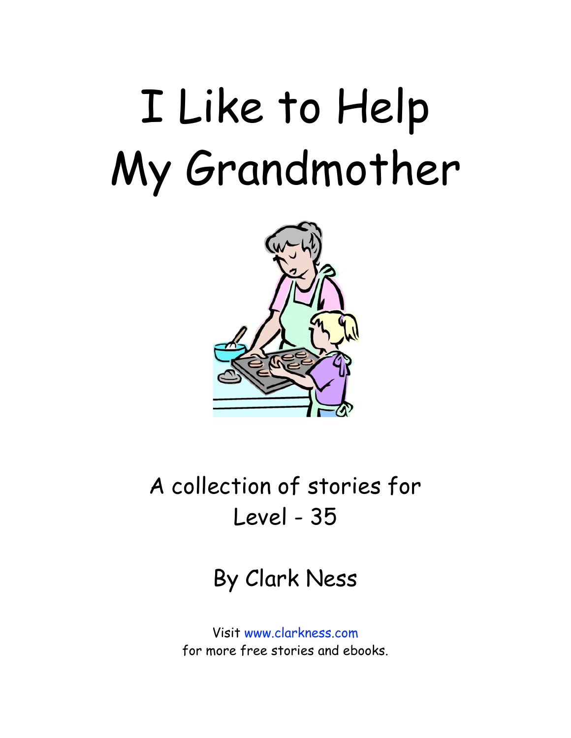# I Like to Help My Grandmother

A collection of stories for
Level - 35

By Clark Ness

Visit www.clarkness.com
for more free stories and ebooks.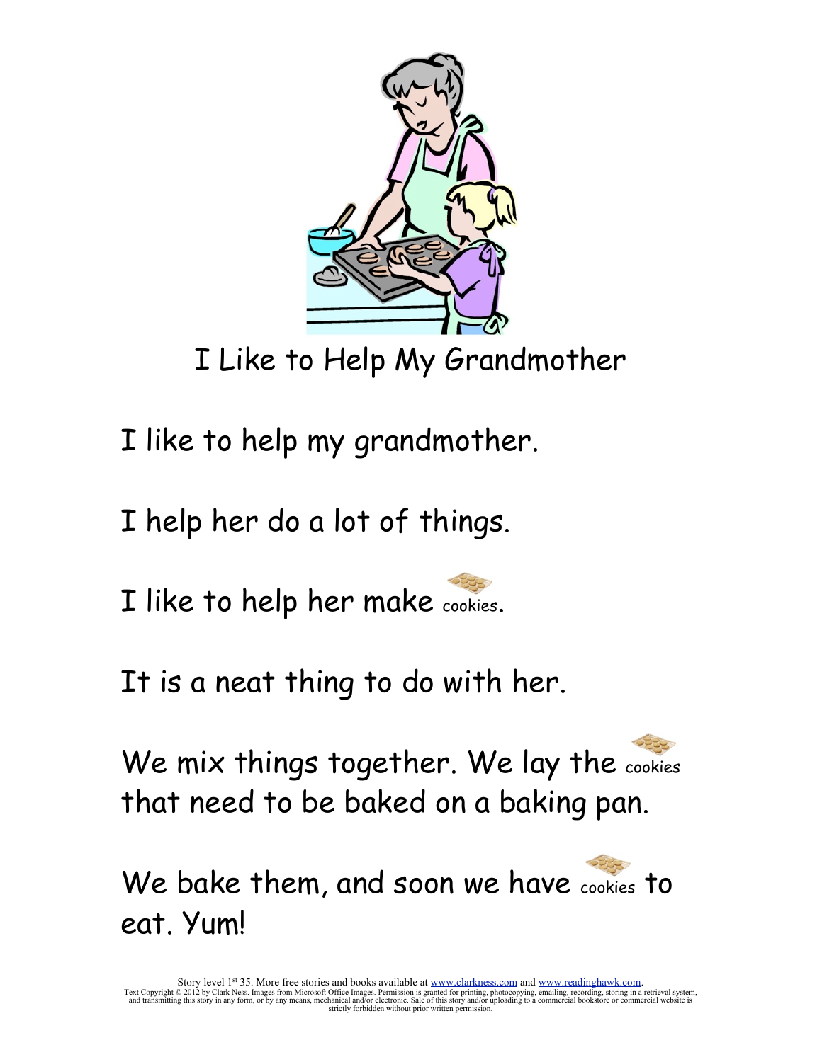# I Like to Help My Grandmother

I like to help my grandmother.

I help her do a lot of things.

I like to help her make cookies.

It is a neat thing to do with her.

We mix things together. We lay the cookies that need to be baked on a baking pan.

We bake them, and soon we have cookies to eat. Yum!

Story level 1st 35. More free stories and books available at www.clarkness.com and www.readinghawk.com.
Text Copyright © 2012 by Clark Ness. Images from Microsoft Office Images. Permission is granted for printing, photocopying, emailing, recording, storing in a retrieval system, and transmitting this story in any form, or by any means, mechanical and/or electronic. Sale of this story and/or uploading to a commercial bookstore or commercial website is strictly forbidden without prior written permission.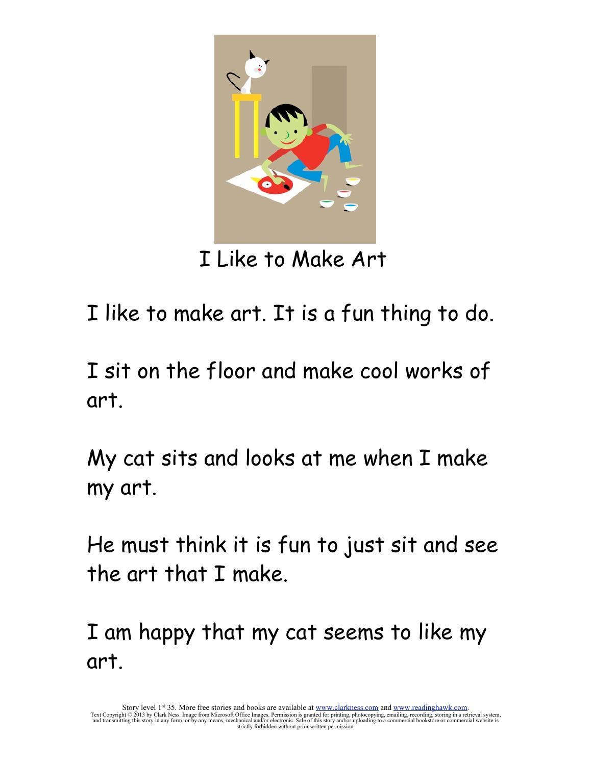# I Like to Make Art

I like to make art. It is a fun thing to do.

I sit on the floor and make cool works of art.

My cat sits and looks at me when I make my art.

He must think it is fun to just sit and see the art that I make.

I am happy that my cat seems to like my art.

Story level 1st 35. More free stories and books are available at www.clarkness.com and www.readinghawk.com.
Text Copyright © 2013 by Clark Ness. Image from Microsoft Office Images. Permission is granted for printing, photocopying, emailing, recording, storing in a retrieval system, and transmitting this story in any form, or by any means, mechanical and/or electronic. Sale of this story and/or uploading to a commercial bookstore or commercial website is strictly forbidden without prior written permission.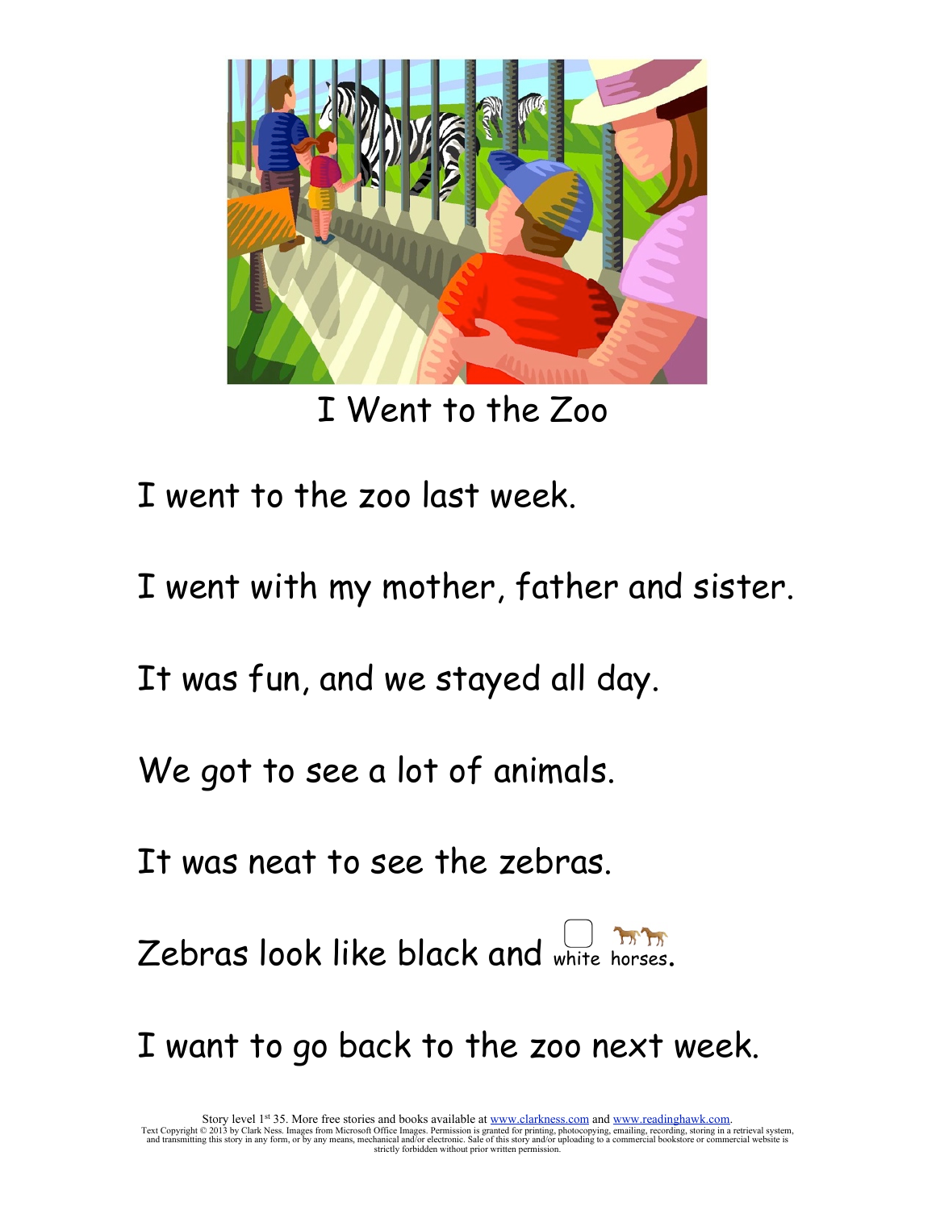# I Went to the Zoo

I went to the zoo last week.

I went with my mother, father and sister.

It was fun, and we stayed all day.

We got to see a lot of animals.

It was neat to see the zebras.

Zebras look like black and white horses.

I want to go back to the zoo next week.

Story level 1st 35. More free stories and books available at www.clarkness.com and www.readinghawk.com.
Text Copyright © 2013 by Clark Ness. Images from Microsoft Office Images. Permission is granted for printing, photocopying, emailing, recording, storing in a retrieval system, and transmitting this story in any form, or by any means, mechanical and/or electronic. Sale of this story and/or uploading to a commercial bookstore or commercial website is strictly forbidden without prior written permission.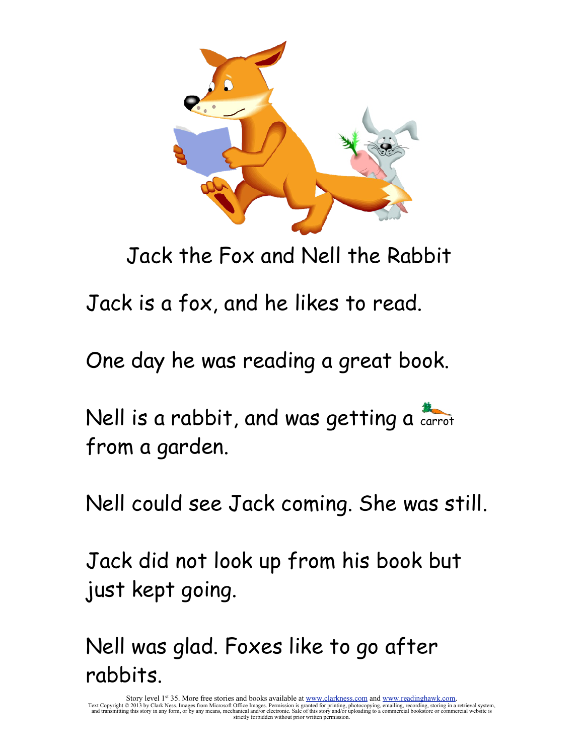# Jack the Fox and Nell the Rabbit

Jack is a fox, and he likes to read.

One day he was reading a great book.

Nell is a rabbit, and was getting a carrot from a garden.

Nell could see Jack coming. She was still.

Jack did not look up from his book but just kept going.

Nell was glad. Foxes like to go after rabbits.

Story level 1st 35. More free stories and books available at www.clarkness.com and www.readinghawk.com.
Text Copyright © 2013 by Clark Ness. Images from Microsoft Office Images. Permission is granted for printing, photocopying, emailing, recording, storing in a retrieval system, and transmitting this story in any form, or by any means, mechanical and/or electronic. Sale of this story and/or uploading to a commercial bookstore or commercial website is strictly forbidden without prior written permission.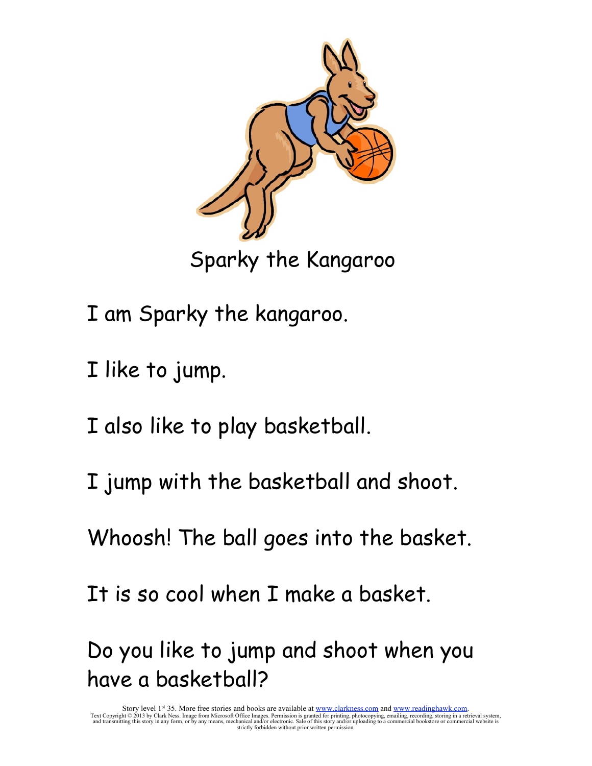# Sparky the Kangaroo

I am Sparky the kangaroo.

I like to jump.

I also like to play basketball.

I jump with the basketball and shoot.

Whoosh! The ball goes into the basket.

It is so cool when I make a basket.

Do you like to jump and shoot when you have a basketball?

Story level 1st 35. More free stories and books are available at www.clarkness.com and www.readinghawk.com.
Text Copyright © 2013 by Clark Ness. Image from Microsoft Office Images. Permission is granted for printing, photocopying, emailing, recording, storing in a retrieval system, and transmitting this story in any form, or by any means, mechanical and/or electronic. Sale of this story and/or uploading to a commercial bookstore or commercial website is strictly forbidden without prior written permission.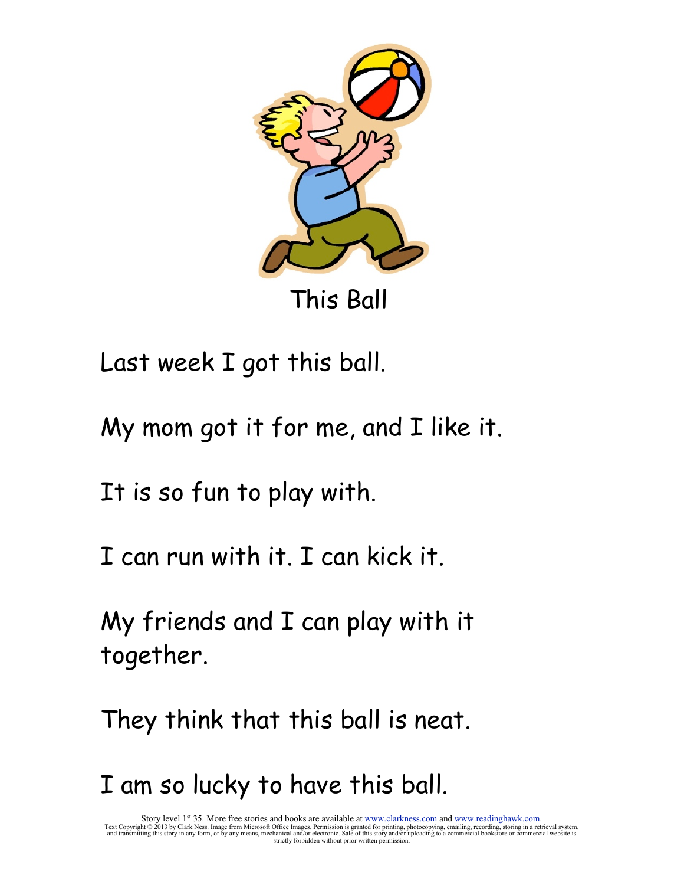# This Ball

Last week I got this ball.

My mom got it for me, and I like it.

It is so fun to play with.

I can run with it. I can kick it.

My friends and I can play with it together.

They think that this ball is neat.

I am so lucky to have this ball.

Story level 1st 35. More free stories and books are available at www.clarkness.com and www.readinghawk.com.
Text Copyright © 2013 by Clark Ness. Image from Microsoft Office Images. Permission is granted for printing, photocopying, emailing, recording, storing in a retrieval system, and transmitting this story in any form, or by any means, mechanical and/or electronic. Sale of this story and/or uploading to a commercial bookstore or commercial website is strictly forbidden without prior written permission.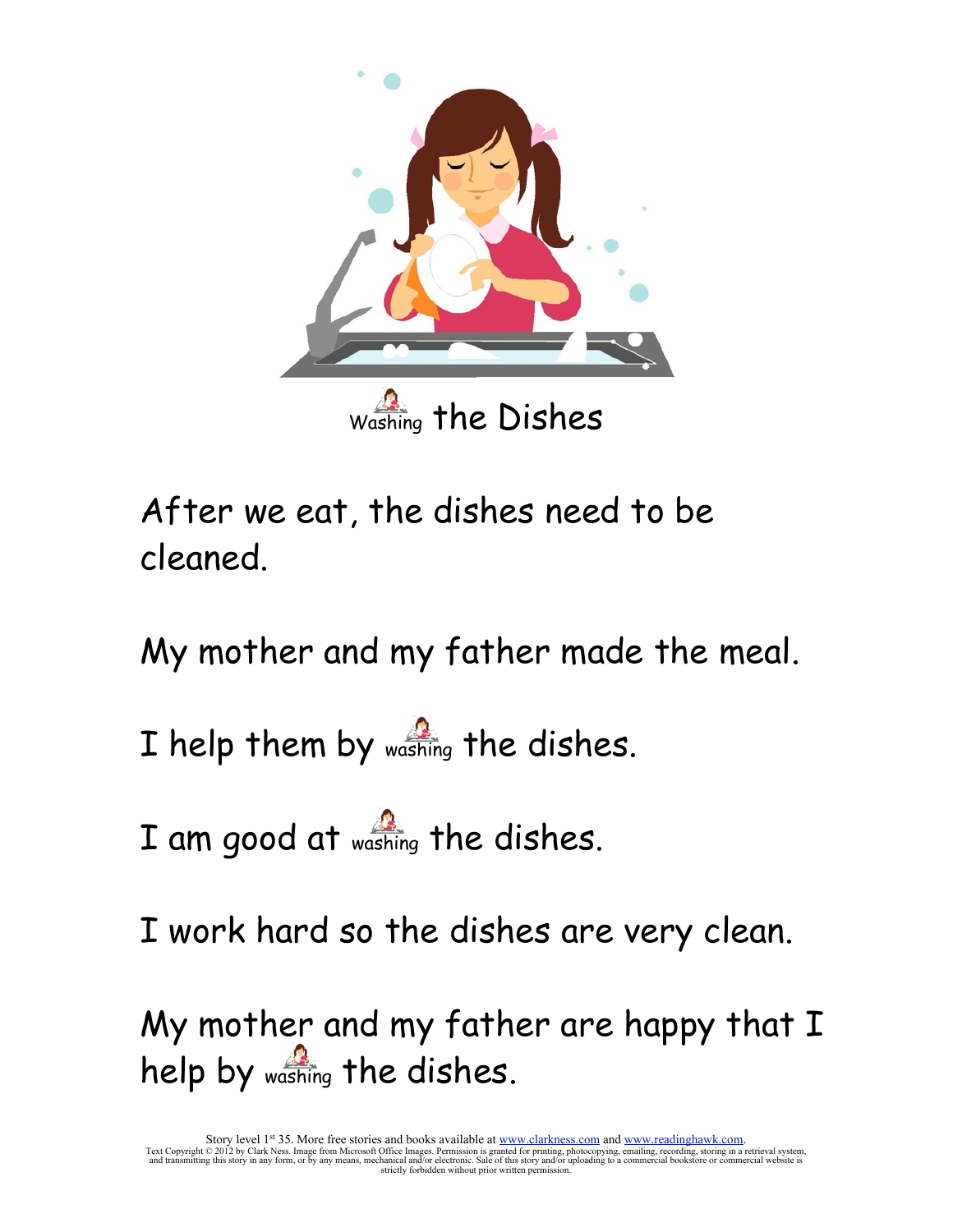# Washing the Dishes

After we eat, the dishes need to be cleaned.

My mother and my father made the meal.

I help them by washing the dishes.

I am good at washing the dishes.

I work hard so the dishes are very clean.

My mother and my father are happy that I help by washing the dishes.

Story level 1st 35. More free stories and books available at www.clarkness.com and www.readinghawk.com.
Text Copyright © 2012 by Clark Ness. Image from Microsoft Office Images. Permission is granted for printing, photocopying, emailing, recording, storing in a retrieval system, and transmitting this story in any form, or by any means, mechanical and/or electronic. Sale of this story and/or uploading to a commercial bookstore or commercial website is strictly forbidden without prior written permission.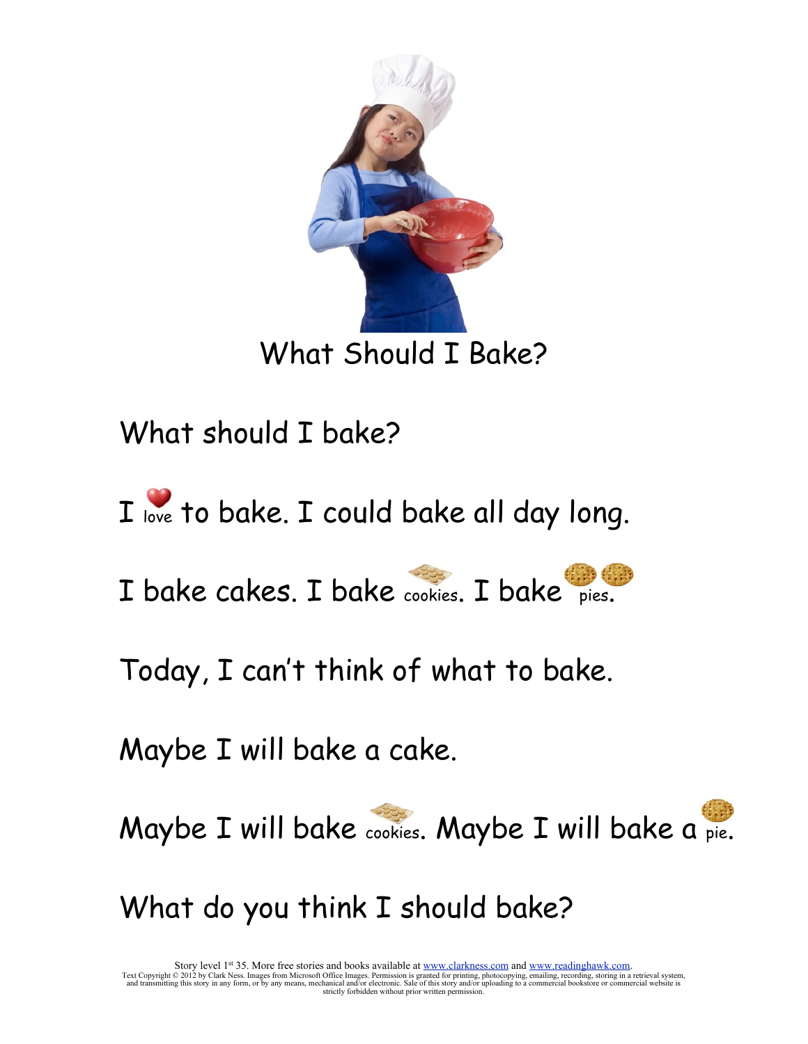# What Should I Bake?

What should I bake?

I love to bake. I could bake all day long.

I bake cakes. I bake cookies. I bake pies.

Today, I can't think of what to bake.

Maybe I will bake a cake.

Maybe I will bake cookies. Maybe I will bake a pie.

What do you think I should bake?

Story level 1st 35. More free stories and books available at www.clarkness.com and www.readinghawk.com.
Text Copyright © 2012 by Clark Ness. Images from Microsoft Office Images. Permission is granted for printing, photocopying, emailing, recording, storing in a retrieval system, and transmitting this story in any form, or by any means, mechanical and/or electronic. Sale of this story and/or uploading to a commercial bookstore or commercial website is strictly forbidden without prior written permission.